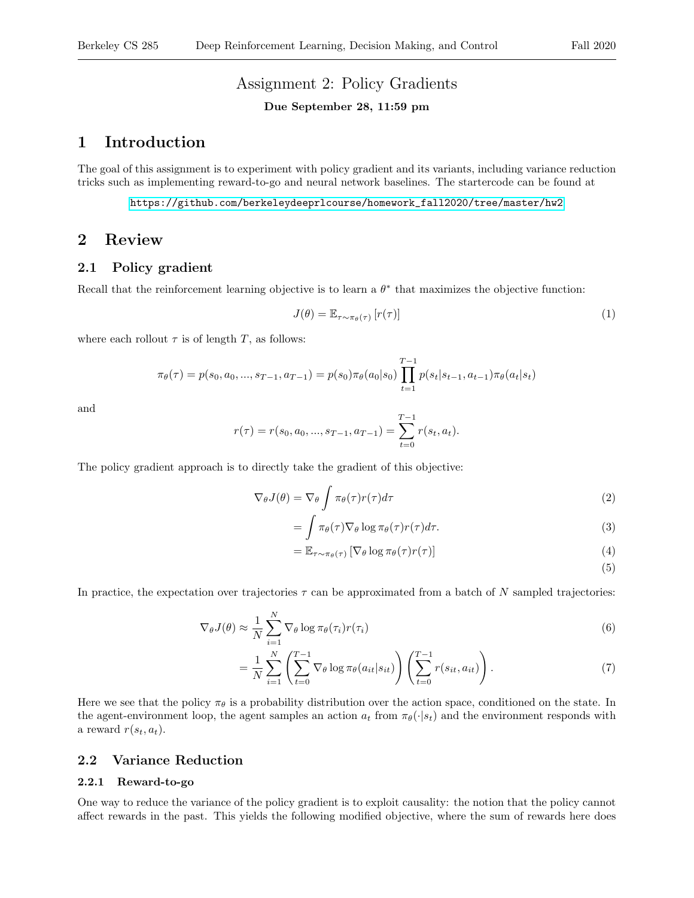# Assignment 2: Policy Gradients

**Due September 28, 11:59 pm**

## 1 Introduction

The goal of this assignment is to experiment with policy gradient and its variants, including variance reduction tricks such as implementing reward-to-go and neural network baselines. The startercode can be found at

https://github.com/berkeleydeeprlcourse/homework_fall2020/tree/master/hw2

## 2 Review

### 2.1 Policy gradient

Recall that the reinforcement learning objective is to learn a $\theta^*$ that maximizes the objective function:

$$J(\theta) = \mathbb{E}_{\tau \sim \pi_\theta(\tau)} \left[ r(\tau) \right] \tag{1}$$

where each rollout $\tau$ is of length $T$, as follows:

$$\pi_\theta(\tau) = p(s_0, a_0, ..., s_{T-1}, a_{T-1}) = p(s_0)\pi_\theta(a_0|s_0) \prod_{t=1}^{T-1} p(s_t|s_{t-1}, a_{t-1})\pi_\theta(a_t|s_t)$$

and

$$r(\tau) = r(s_0, a_0, ..., s_{T-1}, a_{T-1}) = \sum_{t=0}^{T-1} r(s_t, a_t).$$

The policy gradient approach is to directly take the gradient of this objective:

$$\nabla_\theta J(\theta) = \nabla_\theta \int \pi_\theta(\tau) r(\tau) d\tau \tag{2}$$

$$= \int \pi_\theta(\tau) \nabla_\theta \log \pi_\theta(\tau) r(\tau) d\tau. \tag{3}$$

$$= \mathbb{E}_{\tau \sim \pi_\theta(\tau)} \left[ \nabla_\theta \log \pi_\theta(\tau) r(\tau) \right] \tag{4}$$

$$\tag{5}$$

In practice, the expectation over trajectories $\tau$ can be approximated from a batch of $N$ sampled trajectories:

$$\nabla_\theta J(\theta) \approx \frac{1}{N} \sum_{i=1}^{N} \nabla_\theta \log \pi_\theta(\tau_i) r(\tau_i) \tag{6}$$

$$= \frac{1}{N} \sum_{i=1}^{N} \left( \sum_{t=0}^{T-1} \nabla_\theta \log \pi_\theta(a_{it}|s_{it}) \right) \left( \sum_{t=0}^{T-1} r(s_{it}, a_{it}) \right). \tag{7}$$

Here we see that the policy $\pi_\theta$ is a probability distribution over the action space, conditioned on the state. In the agent-environment loop, the agent samples an action $a_t$ from $\pi_\theta(\cdot|s_t)$ and the environment responds with a reward $r(s_t, a_t)$.

### 2.2 Variance Reduction

#### 2.2.1 Reward-to-go

One way to reduce the variance of the policy gradient is to exploit causality: the notion that the policy cannot affect rewards in the past. This yields the following modified objective, where the sum of rewards here does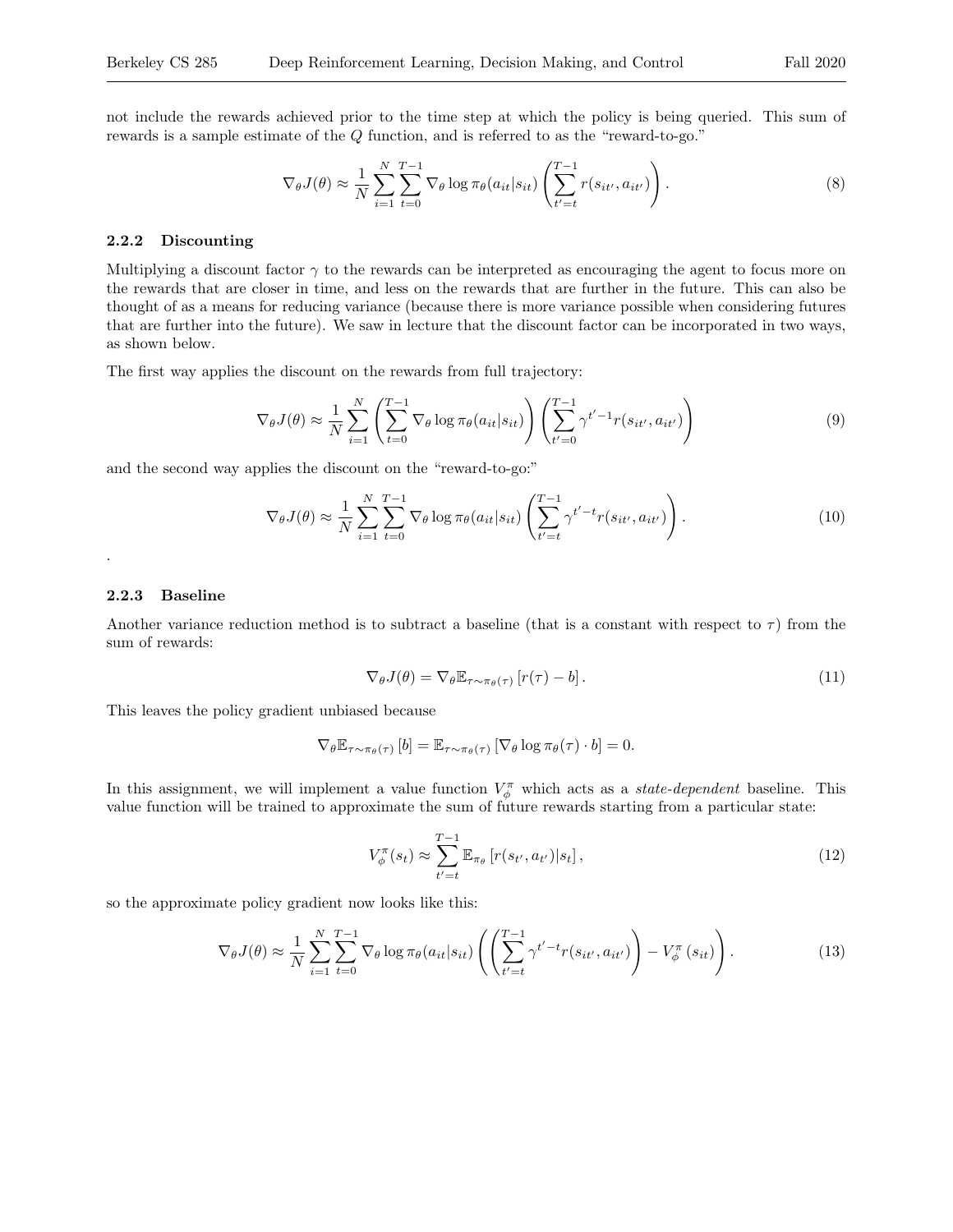not include the rewards achieved prior to the time step at which the policy is being queried. This sum of rewards is a sample estimate of the $Q$ function, and is referred to as the "reward-to-go."

$$\nabla_\theta J(\theta) \approx \frac{1}{N} \sum_{i=1}^{N} \sum_{t=0}^{T-1} \nabla_\theta \log \pi_\theta(a_{it}|s_{it}) \left( \sum_{t'=t}^{T-1} r(s_{it'}, a_{it'}) \right). \tag{8}$$

### 2.2.2 Discounting

Multiplying a discount factor $\gamma$ to the rewards can be interpreted as encouraging the agent to focus more on the rewards that are closer in time, and less on the rewards that are further in the future. This can also be thought of as a means for reducing variance (because there is more variance possible when considering futures that are further into the future). We saw in lecture that the discount factor can be incorporated in two ways, as shown below.

The first way applies the discount on the rewards from full trajectory:

$$\nabla_\theta J(\theta) \approx \frac{1}{N} \sum_{i=1}^{N} \left( \sum_{t=0}^{T-1} \nabla_\theta \log \pi_\theta(a_{it}|s_{it}) \right) \left( \sum_{t'=0}^{T-1} \gamma^{t'-1} r(s_{it'}, a_{it'}) \right) \tag{9}$$

and the second way applies the discount on the "reward-to-go:"

$$\nabla_\theta J(\theta) \approx \frac{1}{N} \sum_{i=1}^{N} \sum_{t=0}^{T-1} \nabla_\theta \log \pi_\theta(a_{it}|s_{it}) \left( \sum_{t'=t}^{T-1} \gamma^{t'-t} r(s_{it'}, a_{it'}) \right). \tag{10}$$

.

### 2.2.3 Baseline

Another variance reduction method is to subtract a baseline (that is a constant with respect to $\tau$) from the sum of rewards:

$$\nabla_\theta J(\theta) = \nabla_\theta \mathbb{E}_{\tau \sim \pi_\theta(\tau)} \left[ r(\tau) - b \right]. \tag{11}$$

This leaves the policy gradient unbiased because

$$\nabla_\theta \mathbb{E}_{\tau \sim \pi_\theta(\tau)} \left[ b \right] = \mathbb{E}_{\tau \sim \pi_\theta(\tau)} \left[ \nabla_\theta \log \pi_\theta(\tau) \cdot b \right] = 0.$$

In this assignment, we will implement a value function $V_\phi^\pi$ which acts as a *state-dependent* baseline. This value function will be trained to approximate the sum of future rewards starting from a particular state:

$$V_\phi^\pi(s_t) \approx \sum_{t'=t}^{T-1} \mathbb{E}_{\pi_\theta} \left[ r(s_{t'}, a_{t'}) | s_t \right], \tag{12}$$

so the approximate policy gradient now looks like this:

$$\nabla_\theta J(\theta) \approx \frac{1}{N} \sum_{i=1}^{N} \sum_{t=0}^{T-1} \nabla_\theta \log \pi_\theta(a_{it}|s_{it}) \left( \left( \sum_{t'=t}^{T-1} \gamma^{t'-t} r(s_{it'}, a_{it'}) \right) - V_\phi^\pi(s_{it}) \right). \tag{13}$$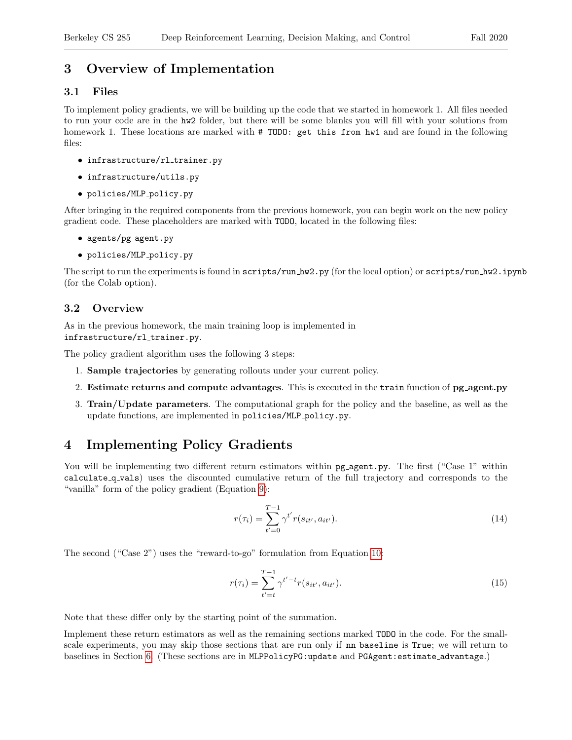## 3 Overview of Implementation

### 3.1 Files

To implement policy gradients, we will be building up the code that we started in homework 1. All files needed to run your code are in the `hw2` folder, but there will be some blanks you will fill with your solutions from homework 1. These locations are marked with `# TODO: get this from hw1` and are found in the following files:

- `infrastructure/rl_trainer.py`
- `infrastructure/utils.py`
- `policies/MLP_policy.py`

After bringing in the required components from the previous homework, you can begin work on the new policy gradient code. These placeholders are marked with `TODO`, located in the following files:

- `agents/pg_agent.py`
- `policies/MLP_policy.py`

The script to run the experiments is found in `scripts/run_hw2.py` (for the local option) or `scripts/run_hw2.ipynb` (for the Colab option).

### 3.2 Overview

As in the previous homework, the main training loop is implemented in `infrastructure/rl_trainer.py`.

The policy gradient algorithm uses the following 3 steps:

1. **Sample trajectories** by generating rollouts under your current policy.
2. **Estimate returns and compute advantages**. This is executed in the `train` function of **pg_agent.py**
3. **Train/Update parameters**. The computational graph for the policy and the baseline, as well as the update functions, are implemented in `policies/MLP_policy.py`.

## 4 Implementing Policy Gradients

You will be implementing two different return estimators within `pg_agent.py`. The first ("Case 1" within `calculate_q_vals`) uses the discounted cumulative return of the full trajectory and corresponds to the "vanilla" form of the policy gradient (Equation 9):

$$r(\tau_i) = \sum_{t'=0}^{T-1} \gamma^{t'} r(s_{it'}, a_{it'}). \tag{14}$$

The second ("Case 2") uses the "reward-to-go" formulation from Equation 10:

$$r(\tau_i) = \sum_{t'=t}^{T-1} \gamma^{t'-t} r(s_{it'}, a_{it'}). \tag{15}$$

Note that these differ only by the starting point of the summation.

Implement these return estimators as well as the remaining sections marked `TODO` in the code. For the small-scale experiments, you may skip those sections that are run only if `nn_baseline` is `True`; we will return to baselines in Section 6. (These sections are in `MLPPolicyPG:update` and `PGAgent:estimate_advantage`.)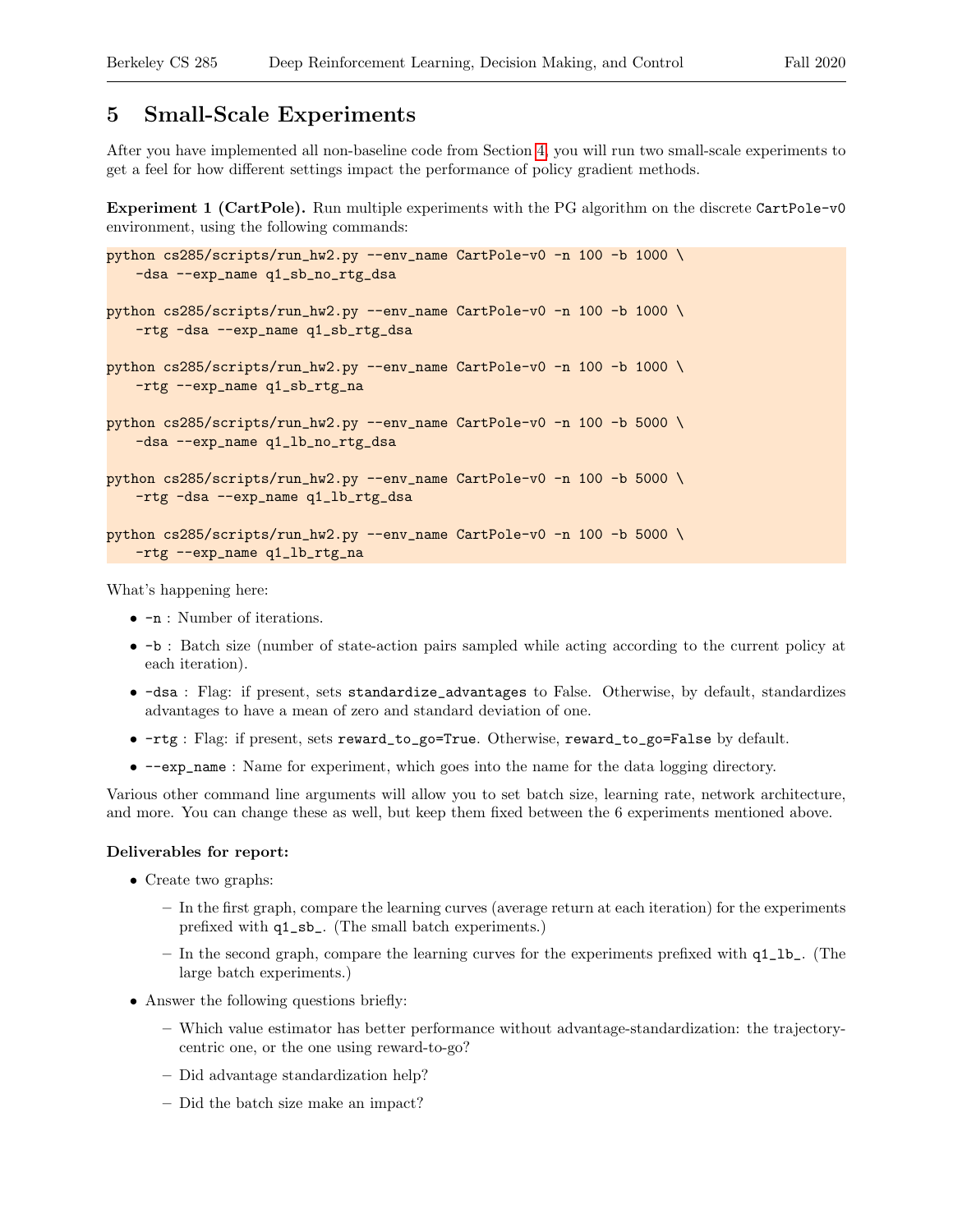## 5 Small-Scale Experiments

After you have implemented all non-baseline code from Section 4, you will run two small-scale experiments to get a feel for how different settings impact the performance of policy gradient methods.

**Experiment 1 (CartPole).** Run multiple experiments with the PG algorithm on the discrete `CartPole-v0` environment, using the following commands:

```
python cs285/scripts/run_hw2.py --env_name CartPole-v0 -n 100 -b 1000 \
    -dsa --exp_name q1_sb_no_rtg_dsa

python cs285/scripts/run_hw2.py --env_name CartPole-v0 -n 100 -b 1000 \
    -rtg -dsa --exp_name q1_sb_rtg_dsa

python cs285/scripts/run_hw2.py --env_name CartPole-v0 -n 100 -b 1000 \
    -rtg --exp_name q1_sb_rtg_na

python cs285/scripts/run_hw2.py --env_name CartPole-v0 -n 100 -b 5000 \
    -dsa --exp_name q1_lb_no_rtg_dsa

python cs285/scripts/run_hw2.py --env_name CartPole-v0 -n 100 -b 5000 \
    -rtg -dsa --exp_name q1_lb_rtg_dsa

python cs285/scripts/run_hw2.py --env_name CartPole-v0 -n 100 -b 5000 \
    -rtg --exp_name q1_lb_rtg_na
```

What's happening here:

- `-n` : Number of iterations.
- `-b` : Batch size (number of state-action pairs sampled while acting according to the current policy at each iteration).
- `-dsa` : Flag: if present, sets `standardize_advantages` to False. Otherwise, by default, standardizes advantages to have a mean of zero and standard deviation of one.
- `-rtg` : Flag: if present, sets `reward_to_go=True`. Otherwise, `reward_to_go=False` by default.
- `--exp_name` : Name for experiment, which goes into the name for the data logging directory.

Various other command line arguments will allow you to set batch size, learning rate, network architecture, and more. You can change these as well, but keep them fixed between the 6 experiments mentioned above.

**Deliverables for report:**

- Create two graphs:
  - In the first graph, compare the learning curves (average return at each iteration) for the experiments prefixed with `q1_sb_`. (The small batch experiments.)
  - In the second graph, compare the learning curves for the experiments prefixed with `q1_lb_`. (The large batch experiments.)
- Answer the following questions briefly:
  - Which value estimator has better performance without advantage-standardization: the trajectory-centric one, or the one using reward-to-go?
  - Did advantage standardization help?
  - Did the batch size make an impact?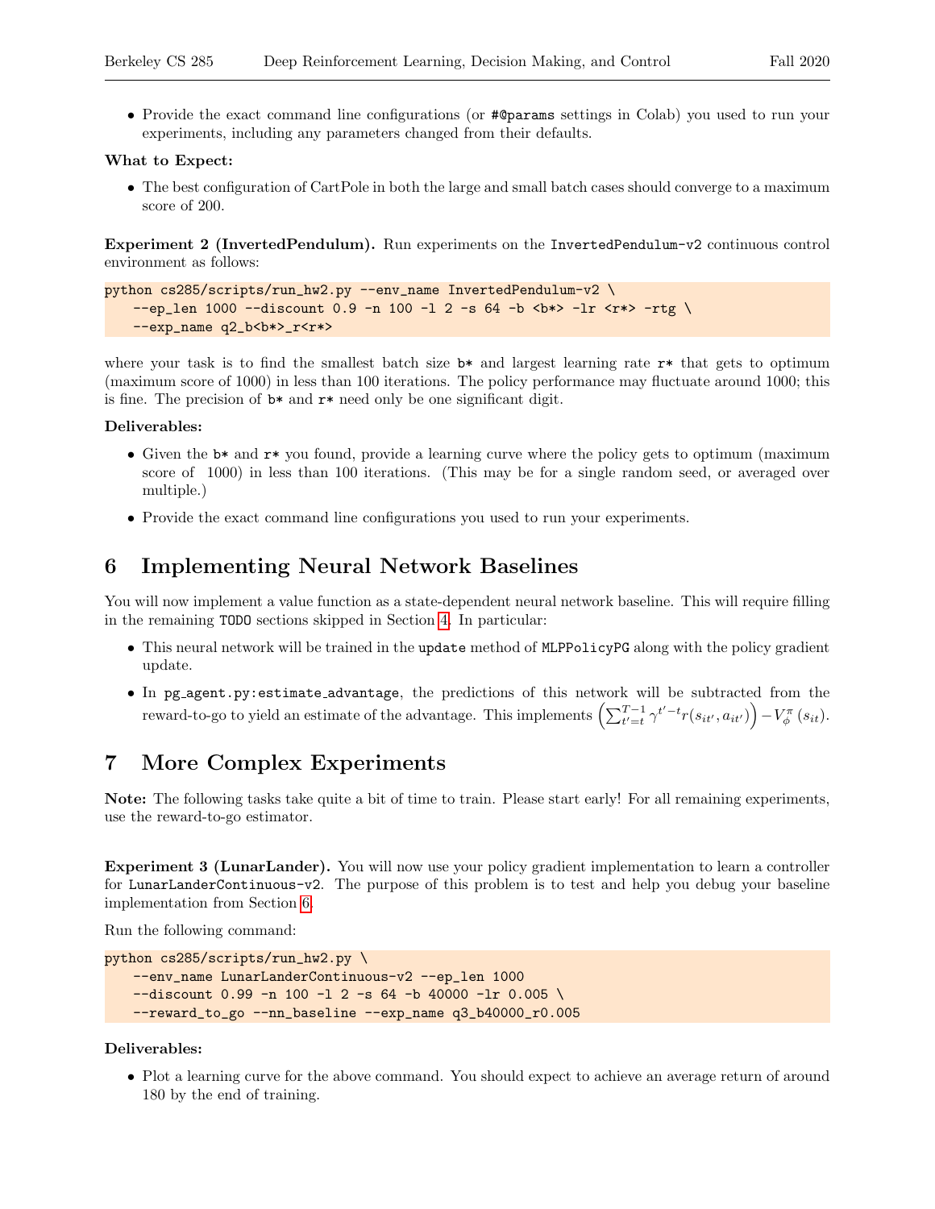- Provide the exact command line configurations (or `#@params` settings in Colab) you used to run your experiments, including any parameters changed from their defaults.

**What to Expect:**

- The best configuration of CartPole in both the large and small batch cases should converge to a maximum score of 200.

**Experiment 2 (InvertedPendulum).** Run experiments on the `InvertedPendulum-v2` continuous control environment as follows:

```
python cs285/scripts/run_hw2.py --env_name InvertedPendulum-v2 \
    --ep_len 1000 --discount 0.9 -n 100 -l 2 -s 64 -b <b*> -lr <r*> -rtg \
    --exp_name q2_b<b*>_r<r*>
```

where your task is to find the smallest batch size `b*` and largest learning rate `r*` that gets to optimum (maximum score of 1000) in less than 100 iterations. The policy performance may fluctuate around 1000; this is fine. The precision of `b*` and `r*` need only be one significant digit.

**Deliverables:**

- Given the `b*` and `r*` you found, provide a learning curve where the policy gets to optimum (maximum score of 1000) in less than 100 iterations. (This may be for a single random seed, or averaged over multiple.)
- Provide the exact command line configurations you used to run your experiments.

## 6 Implementing Neural Network Baselines

You will now implement a value function as a state-dependent neural network baseline. This will require filling in the remaining `TODO` sections skipped in Section 4. In particular:

- This neural network will be trained in the `update` method of `MLPPolicyPG` along with the policy gradient update.
- In `pg_agent.py:estimate_advantage`, the predictions of this network will be subtracted from the reward-to-go to yield an estimate of the advantage. This implements $\left(\sum_{t'=t}^{T-1} \gamma^{t'-t} r(s_{it'}, a_{it'})\right) - V_\phi^\pi(s_{it})$.

## 7 More Complex Experiments

**Note:** The following tasks take quite a bit of time to train. Please start early! For all remaining experiments, use the reward-to-go estimator.

**Experiment 3 (LunarLander).** You will now use your policy gradient implementation to learn a controller for `LunarLanderContinuous-v2`. The purpose of this problem is to test and help you debug your baseline implementation from Section 6.

Run the following command:

```
python cs285/scripts/run_hw2.py \
    --env_name LunarLanderContinuous-v2 --ep_len 1000
    --discount 0.99 -n 100 -l 2 -s 64 -b 40000 -lr 0.005 \
    --reward_to_go --nn_baseline --exp_name q3_b40000_r0.005
```

**Deliverables:**

- Plot a learning curve for the above command. You should expect to achieve an average return of around 180 by the end of training.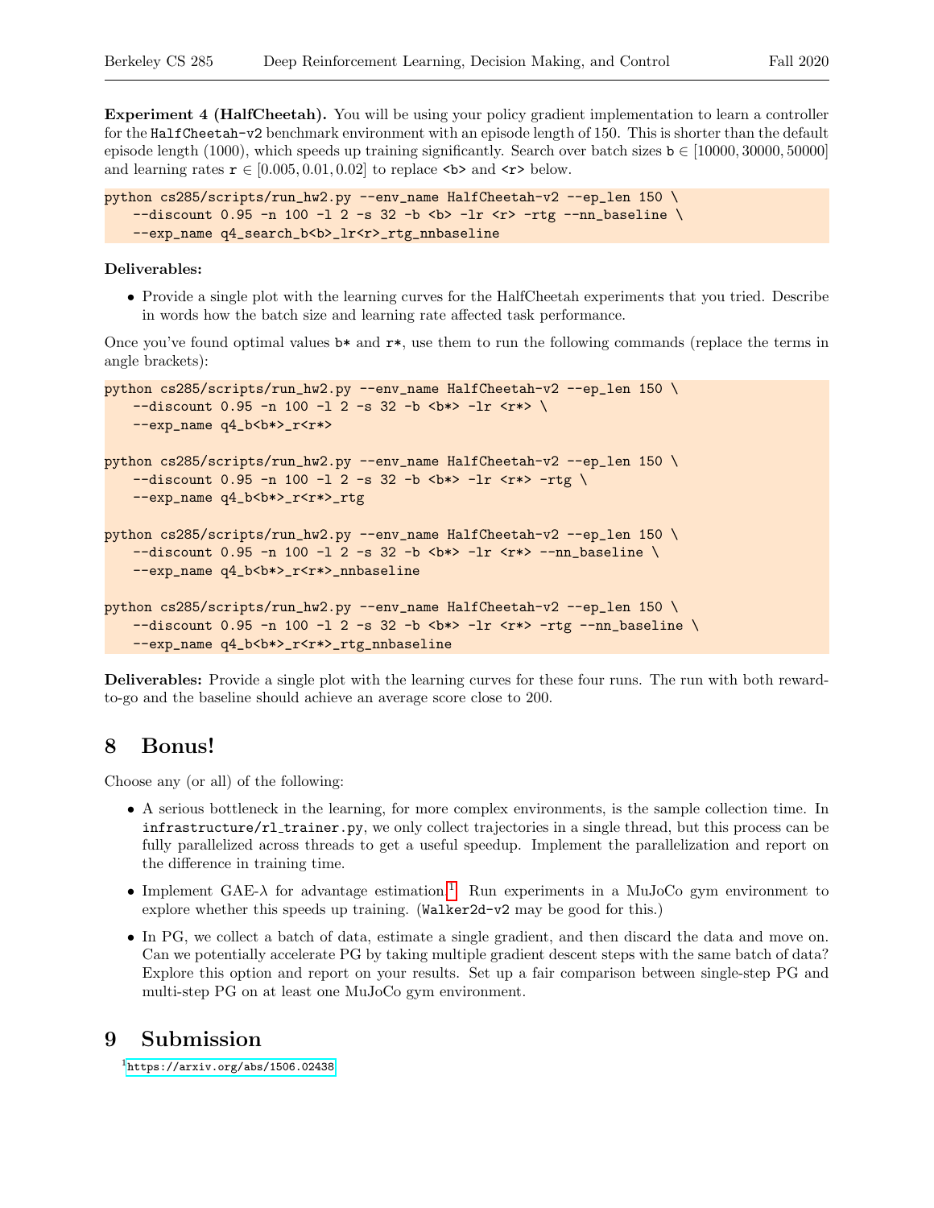**Experiment 4 (HalfCheetah).** You will be using your policy gradient implementation to learn a controller for the `HalfCheetah-v2` benchmark environment with an episode length of 150. This is shorter than the default episode length (1000), which speeds up training significantly. Search over batch sizes $b \in [10000, 30000, 50000]$ and learning rates $r \in [0.005, 0.01, 0.02]$ to replace `<b>` and `<r>` below.

```
python cs285/scripts/run_hw2.py --env_name HalfCheetah-v2 --ep_len 150 \
    --discount 0.95 -n 100 -l 2 -s 32 -b <b> -lr <r> -rtg --nn_baseline \
    --exp_name q4_search_b<b>_lr<r>_rtg_nnbaseline
```

**Deliverables:**

- Provide a single plot with the learning curves for the HalfCheetah experiments that you tried. Describe in words how the batch size and learning rate affected task performance.

Once you've found optimal values `b*` and `r*`, use them to run the following commands (replace the terms in angle brackets):

```
python cs285/scripts/run_hw2.py --env_name HalfCheetah-v2 --ep_len 150 \
    --discount 0.95 -n 100 -l 2 -s 32 -b <b*> -lr <r*> \
    --exp_name q4_b<b*>_r<r*>

python cs285/scripts/run_hw2.py --env_name HalfCheetah-v2 --ep_len 150 \
    --discount 0.95 -n 100 -l 2 -s 32 -b <b*> -lr <r*> -rtg \
    --exp_name q4_b<b*>_r<r*>_rtg

python cs285/scripts/run_hw2.py --env_name HalfCheetah-v2 --ep_len 150 \
    --discount 0.95 -n 100 -l 2 -s 32 -b <b*> -lr <r*> --nn_baseline \
    --exp_name q4_b<b*>_r<r*>_nnbaseline

python cs285/scripts/run_hw2.py --env_name HalfCheetah-v2 --ep_len 150 \
    --discount 0.95 -n 100 -l 2 -s 32 -b <b*> -lr <r*> -rtg --nn_baseline \
    --exp_name q4_b<b*>_r<r*>_rtg_nnbaseline
```

**Deliverables:** Provide a single plot with the learning curves for these four runs. The run with both reward-to-go and the baseline should achieve an average score close to 200.

# 8 Bonus!

Choose any (or all) of the following:

- A serious bottleneck in the learning, for more complex environments, is the sample collection time. In `infrastructure/rl_trainer.py`, we only collect trajectories in a single thread, but this process can be fully parallelized across threads to get a useful speedup. Implement the parallelization and report on the difference in training time.
- Implement GAE-$\lambda$ for advantage estimation.[1] Run experiments in a MuJoCo gym environment to explore whether this speeds up training. (`Walker2d-v2` may be good for this.)
- In PG, we collect a batch of data, estimate a single gradient, and then discard the data and move on. Can we potentially accelerate PG by taking multiple gradient descent steps with the same batch of data? Explore this option and report on your results. Set up a fair comparison between single-step PG and multi-step PG on at least one MuJoCo gym environment.

# 9 Submission

[1] https://arxiv.org/abs/1506.02438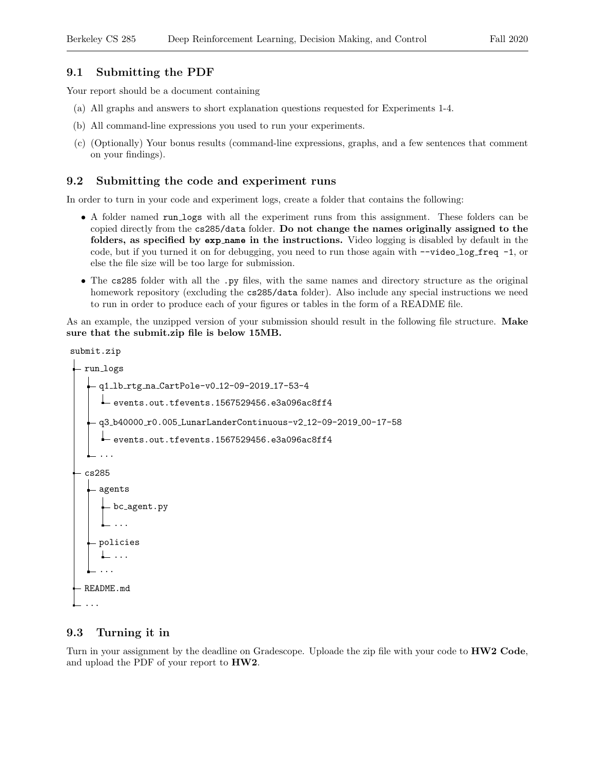### 9.1 Submitting the PDF

Your report should be a document containing

(a) All graphs and answers to short explanation questions requested for Experiments 1-4.

(b) All command-line expressions you used to run your experiments.

(c) (Optionally) Your bonus results (command-line expressions, graphs, and a few sentences that comment on your findings).

### 9.2 Submitting the code and experiment runs

In order to turn in your code and experiment logs, create a folder that contains the following:

- A folder named `run_logs` with all the experiment runs from this assignment. These folders can be copied directly from the `cs285/data` folder. **Do not change the names originally assigned to the folders, as specified by `exp_name` in the instructions.** Video logging is disabled by default in the code, but if you turned it on for debugging, you need to run those again with `--video_log_freq -1`, or else the file size will be too large for submission.
- The `cs285` folder with all the `.py` files, with the same names and directory structure as the original homework repository (excluding the `cs285/data` folder). Also include any special instructions we need to run in order to produce each of your figures or tables in the form of a README file.

As an example, the unzipped version of your submission should result in the following file structure. **Make sure that the submit.zip file is below 15MB.**

```
submit.zip
├─ run_logs
│  ├─ q1_lb_rtg_na_CartPole-v0_12-09-2019_17-53-4
│  │  └─ events.out.tfevents.1567529456.e3a096ac8ff4
│  ├─ q3_b40000_r0.005_LunarLanderContinuous-v2_12-09-2019_00-17-58
│  │  └─ events.out.tfevents.1567529456.e3a096ac8ff4
│  └─ ...
├─ cs285
│  ├─ agents
│  │  ├─ bc_agent.py
│  │  └─ ...
│  ├─ policies
│  │  └─ ...
│  └─ ...
├─ README.md
└─ ...
```

### 9.3 Turning it in

Turn in your assignment by the deadline on Gradescope. Uploade the zip file with your code to **HW2 Code**, and upload the PDF of your report to **HW2**.